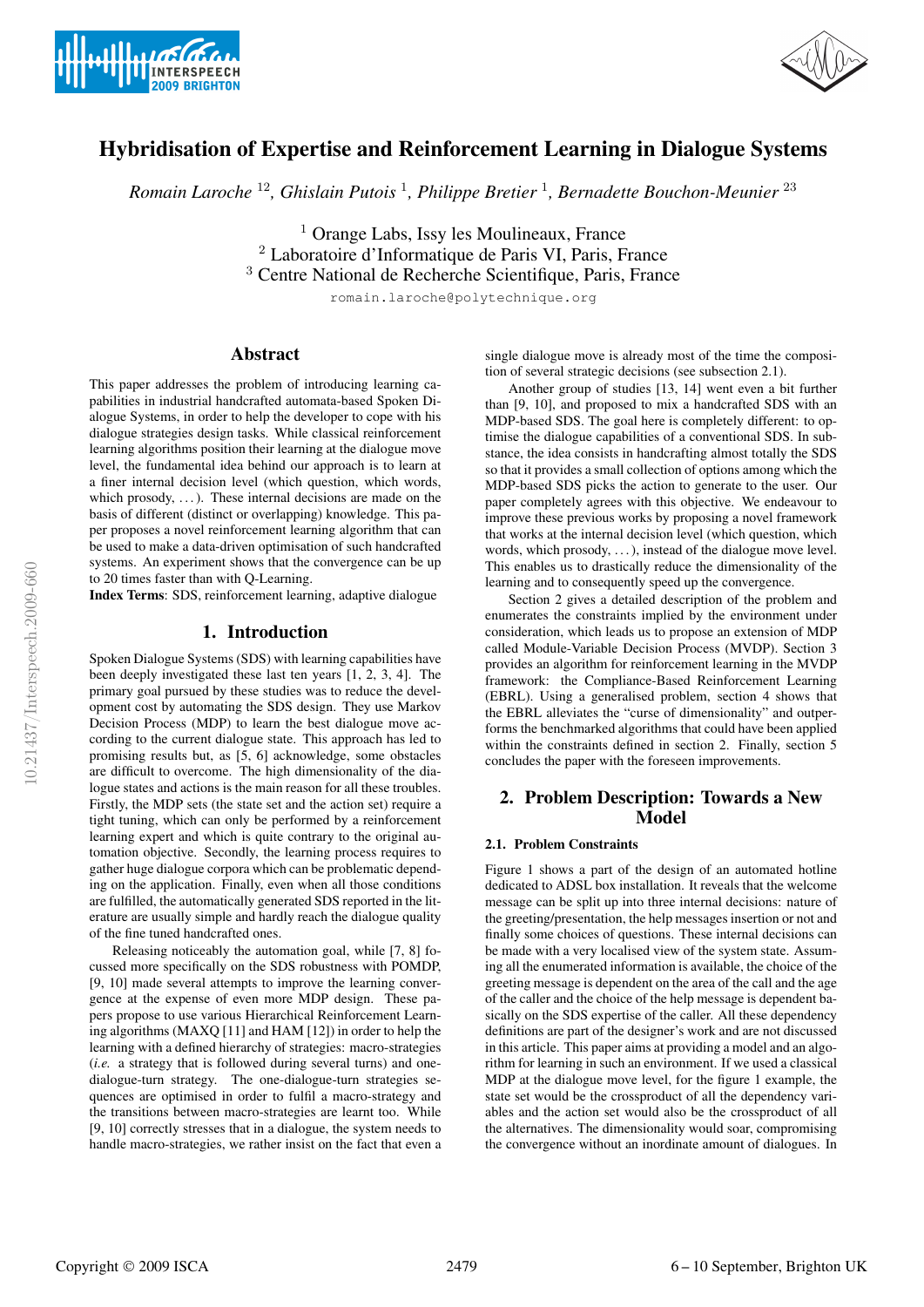# Hybridisation of Expertise and Reinforcement Learning in Dialogue Systems

*Romain Laroche* [1,2], *Ghislain Putois* [1], *Philippe Bretier* [1], *Bernadette Bouchon-Meunier* [2,3]

[1] Orange Labs, Issy les Moulineaux, France
[2] Laboratoire d'Informatique de Paris VI, Paris, France
[3] Centre National de Recherche Scientifique, Paris, France

romain.laroche@polytechnique.org

## Abstract

This paper addresses the problem of introducing learning capabilities in industrial handcrafted automata-based Spoken Dialogue Systems, in order to help the developer to cope with his dialogue strategies design tasks. While classical reinforcement learning algorithms position their learning at the dialogue move level, the fundamental idea behind our approach is to learn at a finer internal decision level (which question, which words, which prosody, ...). These internal decisions are made on the basis of different (distinct or overlapping) knowledge. This paper proposes a novel reinforcement learning algorithm that can be used to make a data-driven optimisation of such handcrafted systems. An experiment shows that the convergence can be up to 20 times faster than with Q-Learning.

**Index Terms**: SDS, reinforcement learning, adaptive dialogue

## 1. Introduction

Spoken Dialogue Systems (SDS) with learning capabilities have been deeply investigated these last ten years [1, 2, 3, 4]. The primary goal pursued by these studies was to reduce the development cost by automating the SDS design. They use Markov Decision Process (MDP) to learn the best dialogue move according to the current dialogue state. This approach has led to promising results but, as [5, 6] acknowledge, some obstacles are difficult to overcome. The high dimensionality of the dialogue states and actions is the main reason for all these troubles. Firstly, the MDP sets (the state set and the action set) require a tight tuning, which can only be performed by a reinforcement learning expert and which is quite contrary to the original automation objective. Secondly, the learning process requires to gather huge dialogue corpora which can be problematic depending on the application. Finally, even when all those conditions are fulfilled, the automatically generated SDS reported in the literature are usually simple and hardly reach the dialogue quality of the fine tuned handcrafted ones.

Releasing noticeably the automation goal, while [7, 8] focussed more specifically on the SDS robustness with POMDP, [9, 10] made several attempts to improve the learning convergence at the expense of even more MDP design. These papers propose to use various Hierarchical Reinforcement Learning algorithms (MAXQ [11] and HAM [12]) in order to help the learning with a defined hierarchy of strategies: macro-strategies (*i.e.* a strategy that is followed during several turns) and one-dialogue-turn strategy. The one-dialogue-turn strategies sequences are optimised in order to fulfil a macro-strategy and the transitions between macro-strategies are learnt too. While [9, 10] correctly stresses that in a dialogue, the system needs to handle macro-strategies, we rather insist on the fact that even a single dialogue move is already most of the time the composition of several strategic decisions (see subsection 2.1).

Another group of studies [13, 14] went even a bit further than [9, 10], and proposed to mix a handcrafted SDS with an MDP-based SDS. The goal here is completely different: to optimise the dialogue capabilities of a conventional SDS. In substance, the idea consists in handcrafting almost totally the SDS so that it provides a small collection of options among which the MDP-based SDS picks the action to generate to the user. Our paper completely agrees with this objective. We endeavour to improve these previous works by proposing a novel framework that works at the internal decision level (which question, which words, which prosody, ...), instead of the dialogue move level. This enables us to drastically reduce the dimensionality of the learning and to consequently speed up the convergence.

Section 2 gives a detailed description of the problem and enumerates the constraints implied by the environment under consideration, which leads us to propose an extension of MDP called Module-Variable Decision Process (MVDP). Section 3 provides an algorithm for reinforcement learning in the MVDP framework: the Compliance-Based Reinforcement Learning (EBRL). Using a generalised problem, section 4 shows that the EBRL alleviates the "curse of dimensionality" and outperforms the benchmarked algorithms that could have been applied within the constraints defined in section 2. Finally, section 5 concludes the paper with the foreseen improvements.

## 2. Problem Description: Towards a New Model

### 2.1. Problem Constraints

Figure 1 shows a part of the design of an automated hotline dedicated to ADSL box installation. It reveals that the welcome message can be split up into three internal decisions: nature of the greeting/presentation, the help messages insertion or not and finally some choices of questions. These internal decisions can be made with a very localised view of the system state. Assuming all the enumerated information is available, the choice of the greeting message is dependent on the area of the call and the age of the caller and the choice of the help message is dependent basically on the SDS expertise of the caller. All these dependency definitions are part of the designer's work and are not discussed in this article. This paper aims at providing a model and an algorithm for learning in such an environment. If we used a classical MDP at the dialogue move level, for the figure 1 example, the state set would be the crossproduct of all the dependency variables and the action set would also be the crossproduct of all the alternatives. The dimensionality would soar, compromising the convergence without an inordinate amount of dialogues. In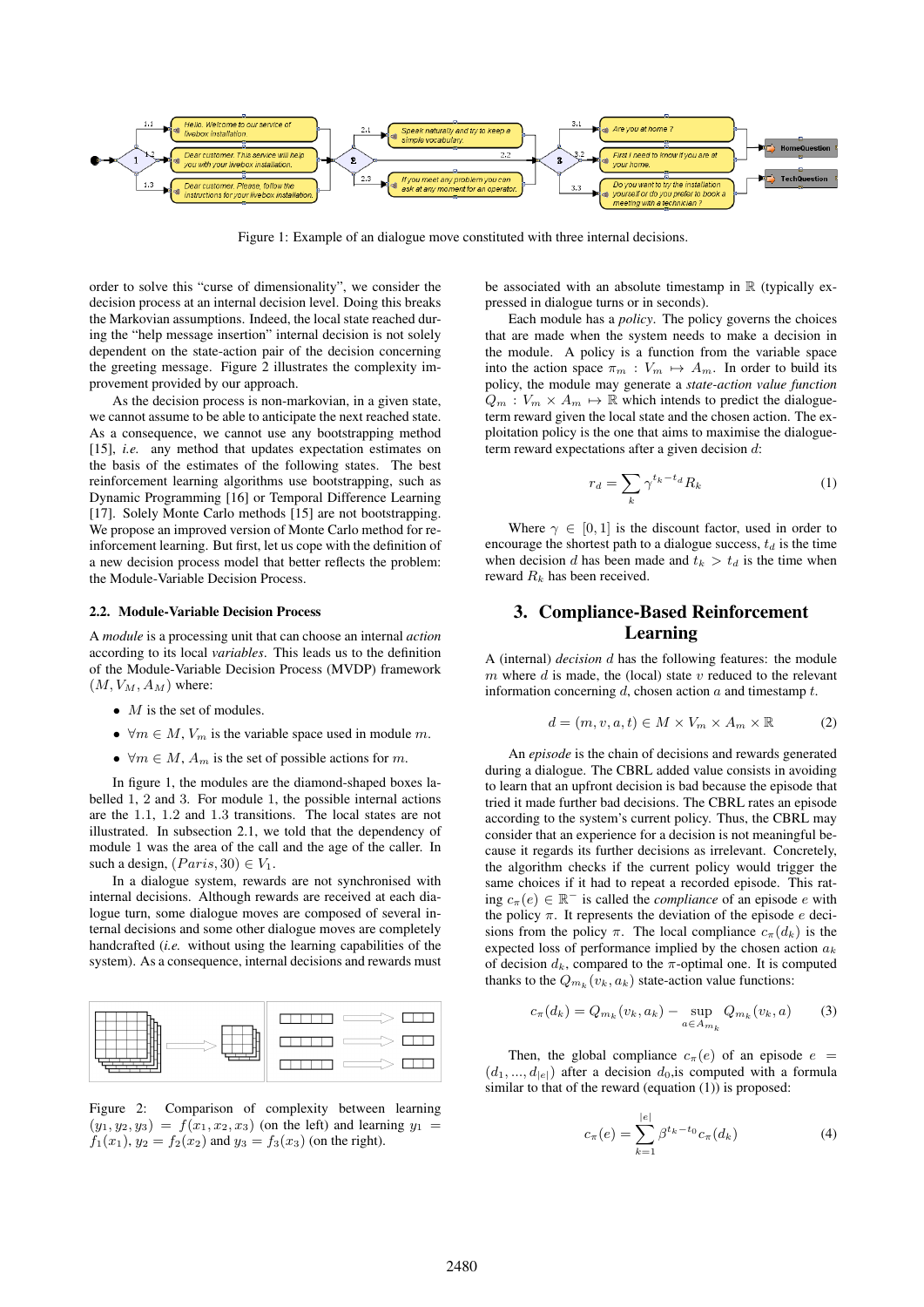Figure 1: Example of an dialogue move constituted with three internal decisions.

order to solve this "curse of dimensionality", we consider the decision process at an internal decision level. Doing this breaks the Markovian assumptions. Indeed, the local state reached during the "help message insertion" internal decision is not solely dependent on the state-action pair of the decision concerning the greeting message. Figure 2 illustrates the complexity improvement provided by our approach.

As the decision process is non-markovian, in a given state, we cannot assume to be able to anticipate the next reached state. As a consequence, we cannot use any bootstrapping method [15], *i.e.* any method that updates expectation estimates on the basis of the estimates of the following states. The best reinforcement learning algorithms use bootstrapping, such as Dynamic Programming [16] or Temporal Difference Learning [17]. Solely Monte Carlo methods [15] are not bootstrapping. We propose an improved version of Monte Carlo method for reinforcement learning. But first, let us cope with the definition of a new decision process model that better reflects the problem: the Module-Variable Decision Process.

### 2.2. Module-Variable Decision Process

A *module* is a processing unit that can choose an internal *action* according to its local *variables*. This leads us to the definition of the Module-Variable Decision Process (MVDP) framework $(M, V_M, A_M)$ where:

- $M$ is the set of modules.
- $\forall m \in M$, $V_m$ is the variable space used in module $m$.
- $\forall m \in M$, $A_m$ is the set of possible actions for $m$.

In figure 1, the modules are the diamond-shaped boxes labelled 1, 2 and 3. For module 1, the possible internal actions are the 1.1, 1.2 and 1.3 transitions. The local states are not illustrated. In subsection 2.1, we told that the dependency of module 1 was the area of the call and the age of the caller. In such a design, $(Paris, 30) \in V_1$.

In a dialogue system, rewards are not synchronised with internal decisions. Although rewards are received at each dialogue turn, some dialogue moves are composed of several internal decisions and some other dialogue moves are completely handcrafted (*i.e.* without using the learning capabilities of the system). As a consequence, internal decisions and rewards must be associated with an absolute timestamp in $\mathbb{R}$ (typically expressed in dialogue turns or in seconds).

Figure 2: Comparison of complexity between learning $(y_1, y_2, y_3) = f(x_1, x_2, x_3)$ (on the left) and learning $y_1 = f_1(x_1)$, $y_2 = f_2(x_2)$ and $y_3 = f_3(x_3)$ (on the right).

Each module has a *policy*. The policy governs the choices that are made when the system needs to make a decision in the module. A policy is a function from the variable space into the action space $\pi_m : V_m \mapsto A_m$. In order to build its policy, the module may generate a *state-action value function* $Q_m : V_m \times A_m \mapsto \mathbb{R}$ which intends to predict the dialogue-term reward given the local state and the chosen action. The exploitation policy is the one that aims to maximise the dialogue-term reward expectations after a given decision $d$:

$$r_d = \sum_k \gamma^{t_k - t_d} R_k \tag{1}$$

Where $\gamma \in [0, 1]$ is the discount factor, used in order to encourage the shortest path to a dialogue success, $t_d$ is the time when decision $d$ has been made and $t_k > t_d$ is the time when reward $R_k$ has been received.

## 3. Compliance-Based Reinforcement Learning

A (internal) *decision* $d$ has the following features: the module $m$ where $d$ is made, the (local) state $v$ reduced to the relevant information concerning $d$, chosen action $a$ and timestamp $t$.

$$d = (m, v, a, t) \in M \times V_m \times A_m \times \mathbb{R} \tag{2}$$

An *episode* is the chain of decisions and rewards generated during a dialogue. The CBRL added value consists in avoiding to learn that an upfront decision is bad because the episode that tried it made further bad decisions. The CBRL rates an episode according to the system's current policy. Thus, the CBRL may consider that an experience for a decision is not meaningful because it regards its further decisions as irrelevant. Concretely, the algorithm checks if the current policy would trigger the same choices if it had to repeat a recorded episode. This rating $c_\pi(e) \in \mathbb{R}^-$ is called the *compliance* of an episode $e$ with the policy $\pi$. It represents the deviation of the episode $e$ decisions from the policy $\pi$. The local compliance $c_\pi(d_k)$ is the expected loss of performance implied by the chosen action $a_k$ of decision $d_k$, compared to the $\pi$-optimal one. It is computed thanks to the $Q_{m_k}(v_k, a_k)$ state-action value functions:

$$c_\pi(d_k) = Q_{m_k}(v_k, a_k) - \sup_{a \in A_{m_k}} Q_{m_k}(v_k, a) \tag{3}$$

Then, the global compliance $c_\pi(e)$ of an episode $e = (d_1, ..., d_{|e|})$ after a decision $d_0$,is computed with a formula similar to that of the reward (equation (1)) is proposed:

$$c_\pi(e) = \sum_{k=1}^{|e|} \beta^{t_k - t_0} c_\pi(d_k) \tag{4}$$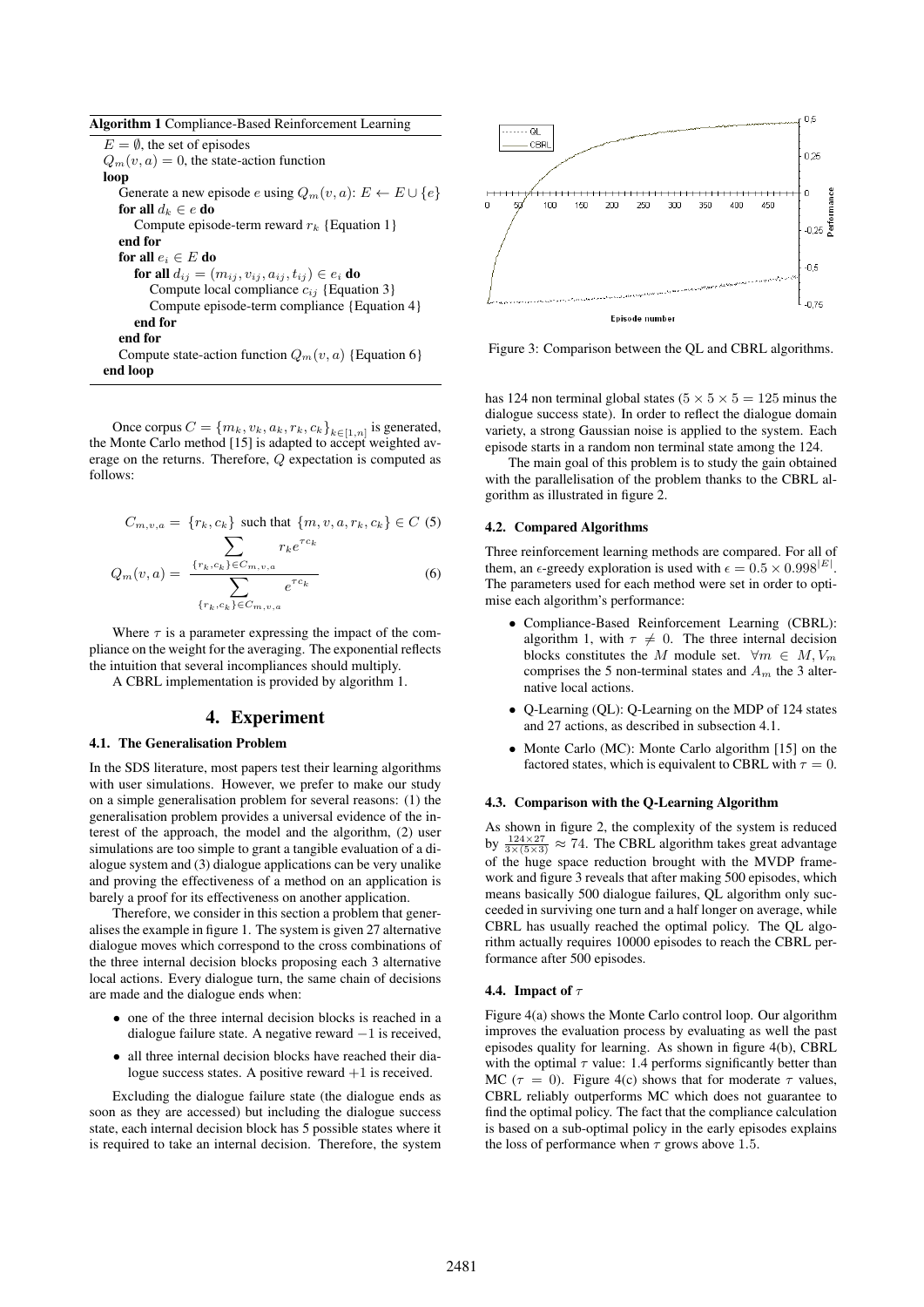**Algorithm 1** Compliance-Based Reinforcement Learning

```
E = ∅, the set of episodes
Q_m(v, a) = 0, the state-action function
loop
    Generate a new episode e using Q_m(v, a): E ← E ∪ {e}
    for all d_k ∈ e do
        Compute episode-term reward r_k {Equation 1}
    end for
    for all e_i ∈ E do
        for all d_ij = (m_ij, v_ij, a_ij, t_ij) ∈ e_i do
            Compute local compliance c_ij {Equation 3}
            Compute episode-term compliance {Equation 4}
        end for
    end for
    Compute state-action function Q_m(v, a) {Equation 6}
end loop
```

Once corpus $C = \{m_k, v_k, a_k, r_k, c_k\}_{k \in [1,n]}$ is generated, the Monte Carlo method [15] is adapted to accept weighted average on the returns. Therefore, $Q$ expectation is computed as follows:

$$C_{m,v,a} = \{r_k, c_k\} \text{ such that } \{m, v, a, r_k, c_k\} \in C \quad (5)$$

$$Q_m(v, a) = \frac{\sum_{\{r_k, c_k\} \in C_{m,v,a}} r_k e^{\tau c_k}}{\sum_{\{r_k, c_k\} \in C_{m,v,a}} e^{\tau c_k}} \quad (6)$$

Where $\tau$ is a parameter expressing the impact of the compliance on the weight for the averaging. The exponential reflects the intuition that several incompliances should multiply.

A CBRL implementation is provided by algorithm 1.

# 4. Experiment

## 4.1. The Generalisation Problem

In the SDS literature, most papers test their learning algorithms with user simulations. However, we prefer to make our study on a simple generalisation problem for several reasons: (1) the generalisation problem provides a universal evidence of the interest of the approach, the model and the algorithm, (2) user simulations are too simple to grant a tangible evaluation of a dialogue system and (3) dialogue applications can be very unalike and proving the effectiveness of a method on an application is barely a proof for its effectiveness on another application.

Therefore, we consider in this section a problem that generalises the example in figure 1. The system is given 27 alternative dialogue moves which correspond to the cross combinations of the three internal decision blocks proposing each 3 alternative local actions. Every dialogue turn, the same chain of decisions are made and the dialogue ends when:

- one of the three internal decision blocks is reached in a dialogue failure state. A negative reward $-1$ is received,
- all three internal decision blocks have reached their dialogue success states. A positive reward $+1$ is received.

Excluding the dialogue failure state (the dialogue ends as soon as they are accessed) but including the dialogue success state, each internal decision block has 5 possible states where it is required to take an internal decision. Therefore, the system has 124 non terminal global states ($5 \times 5 \times 5 = 125$ minus the dialogue success state). In order to reflect the dialogue domain variety, a strong Gaussian noise is applied to the system. Each episode starts in a random non terminal state among the 124.

The main goal of this problem is to study the gain obtained with the parallelisation of the problem thanks to the CBRL algorithm as illustrated in figure 2.

Figure 3: Comparison between the QL and CBRL algorithms.

## 4.2. Compared Algorithms

Three reinforcement learning methods are compared. For all of them, an $\epsilon$-greedy exploration is used with $\epsilon = 0.5 \times 0.998^{|E|}$. The parameters used for each method were set in order to optimise each algorithm's performance:

- Compliance-Based Reinforcement Learning (CBRL): algorithm 1, with $\tau \neq 0$. The three internal decision blocks constitutes the $M$ module set. $\forall m \in M, V_m$ comprises the 5 non-terminal states and $A_m$ the 3 alternative local actions.
- Q-Learning (QL): Q-Learning on the MDP of 124 states and 27 actions, as described in subsection 4.1.
- Monte Carlo (MC): Monte Carlo algorithm [15] on the factored states, which is equivalent to CBRL with $\tau = 0$.

## 4.3. Comparison with the Q-Learning Algorithm

As shown in figure 2, the complexity of the system is reduced by $\frac{124 \times 27}{3 \times (5 \times 3)} \approx 74$. The CBRL algorithm takes great advantage of the huge space reduction brought with the MVDP framework and figure 3 reveals that after making 500 episodes, which means basically 500 dialogue failures, QL algorithm only succeeded in surviving one turn and a half longer on average, while CBRL has usually reached the optimal policy. The QL algorithm actually requires 10000 episodes to reach the CBRL performance after 500 episodes.

## 4.4. Impact of $\tau$

Figure 4(a) shows the Monte Carlo control loop. Our algorithm improves the evaluation process by evaluating as well the past episodes quality for learning. As shown in figure 4(b), CBRL with the optimal $\tau$ value: 1.4 performs significantly better than MC ($\tau = 0$). Figure 4(c) shows that for moderate $\tau$ values, CBRL reliably outperforms MC which does not guarantee to find the optimal policy. The fact that the compliance calculation is based on a sub-optimal policy in the early episodes explains the loss of performance when $\tau$ grows above 1.5.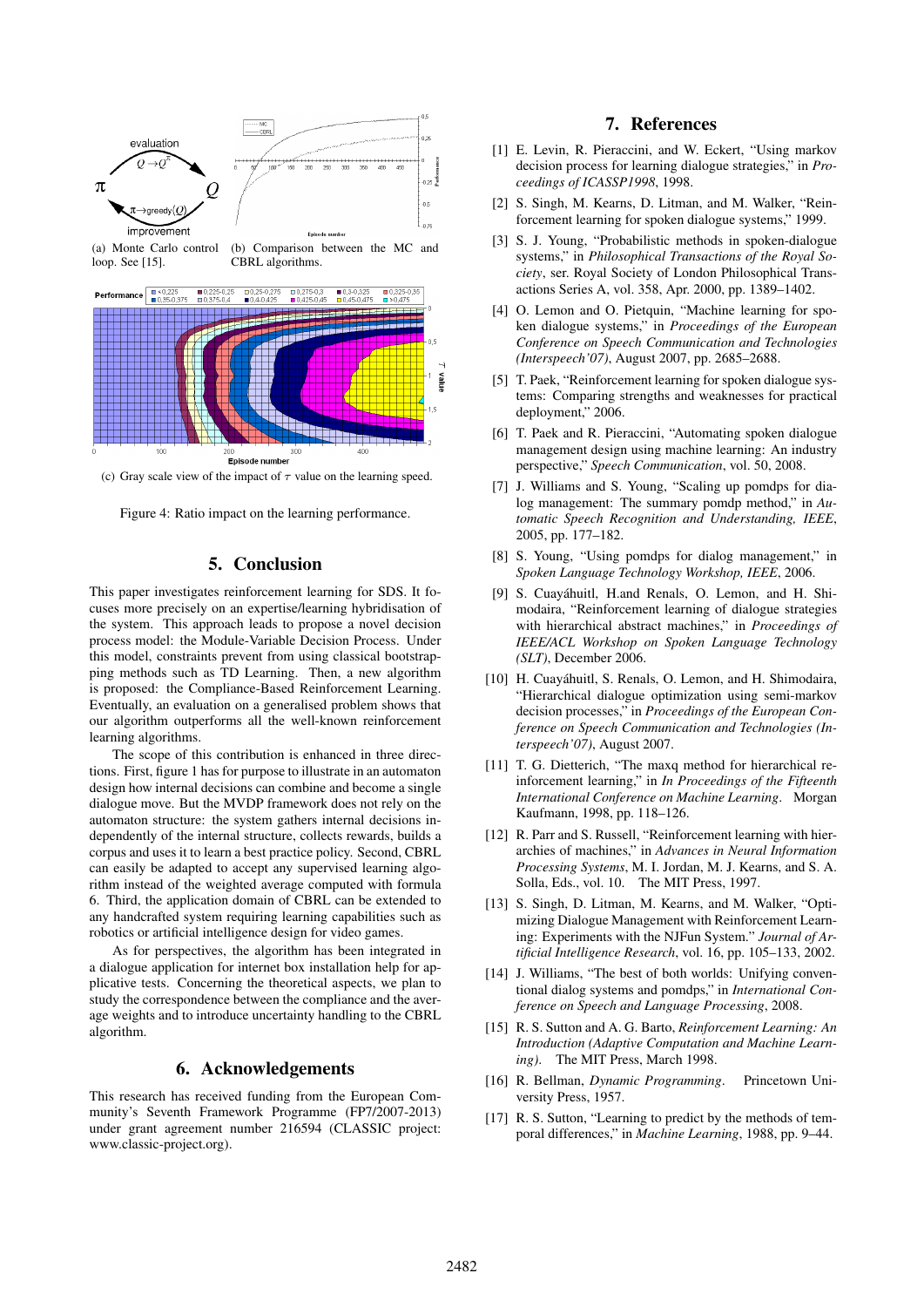evaluation

$Q \rightarrow Q^{\pi}$

$\pi$

$Q$

$\pi \rightarrow \text{greedy}(Q)$

improvement

(a) Monte Carlo control loop. See [15].

MC

CBRL

0.5

0.25

0

-0.25

-0.5

-0.75

Performance

0 50 100 150 200 250 300 350 400 450

Episode number

(b) Comparison between the MC and CBRL algorithms.

Performance

<0.225 0.225-0.25 0.25-0.275 0.275-0.3 0.3-0.325 0.325-0.35

0.35-0.375 0.375-0.4 0.4-0.425 0.425-0.45 0.45-0.475 >0.475

0 0.5 1 1.5 2

$\tau$ value

0 100 200 300 400

Episode number

(c) Gray scale view of the impact of $\tau$ value on the learning speed.

Figure 4: Ratio impact on the learning performance.

## 5. Conclusion

This paper investigates reinforcement learning for SDS. It focuses more precisely on an expertise/learning hybridisation of the system. This approach leads to propose a novel decision process model: the Module-Variable Decision Process. Under this model, constraints prevent from using classical bootstrapping methods such as TD Learning. Then, a new algorithm is proposed: the Compliance-Based Reinforcement Learning. Eventually, an evaluation on a generalised problem shows that our algorithm outperforms all the well-known reinforcement learning algorithms.

The scope of this contribution is enhanced in three directions. First, figure 1 has for purpose to illustrate in an automaton design how internal decisions can combine and become a single dialogue move. But the MVDP framework does not rely on the automaton structure: the system gathers internal decisions independently of the internal structure, collects rewards, builds a corpus and uses it to learn a best practice policy. Second, CBRL can easily be adapted to accept any supervised learning algorithm instead of the weighted average computed with formula 6. Third, the application domain of CBRL can be extended to any handcrafted system requiring learning capabilities such as robotics or artificial intelligence design for video games.

As for perspectives, the algorithm has been integrated in a dialogue application for internet box installation help for applicative tests. Concerning the theoretical aspects, we plan to study the correspondence between the compliance and the average weights and to introduce uncertainty handling to the CBRL algorithm.

## 6. Acknowledgements

This research has received funding from the European Community's Seventh Framework Programme (FP7/2007-2013) under grant agreement number 216594 (CLASSIC project: www.classic-project.org).

## 7. References

[1] E. Levin, R. Pieraccini, and W. Eckert, "Using markov decision process for learning dialogue strategies," in *Proceedings of ICASSP1998*, 1998.

[2] S. Singh, M. Kearns, D. Litman, and M. Walker, "Reinforcement learning for spoken dialogue systems," 1999.

[3] S. J. Young, "Probabilistic methods in spoken-dialogue systems," in *Philosophical Transactions of the Royal Society*, ser. Royal Society of London Philosophical Transactions Series A, vol. 358, Apr. 2000, pp. 1389–1402.

[4] O. Lemon and O. Pietquin, "Machine learning for spoken dialogue systems," in *Proceedings of the European Conference on Speech Communication and Technologies (Interspeech'07)*, August 2007, pp. 2685–2688.

[5] T. Paek, "Reinforcement learning for spoken dialogue systems: Comparing strengths and weaknesses for practical deployment," 2006.

[6] T. Paek and R. Pieraccini, "Automating spoken dialogue management design using machine learning: An industry perspective," *Speech Communication*, vol. 50, 2008.

[7] J. Williams and S. Young, "Scaling up pomdps for dialog management: The summary pomdp method," in *Automatic Speech Recognition and Understanding, IEEE*, 2005, pp. 177–182.

[8] S. Young, "Using pomdps for dialog management," in *Spoken Language Technology Workshop, IEEE*, 2006.

[9] S. Cuayáhuitl, H.and Renals, O. Lemon, and H. Shimodaira, "Reinforcement learning of dialogue strategies with hierarchical abstract machines," in *Proceedings of IEEE/ACL Workshop on Spoken Language Technology (SLT)*, December 2006.

[10] H. Cuayáhuitl, S. Renals, O. Lemon, and H. Shimodaira, "Hierarchical dialogue optimization using semi-markov decision processes," in *Proceedings of the European Conference on Speech Communication and Technologies (Interspeech'07)*, August 2007.

[11] T. G. Dietterich, "The maxq method for hierarchical reinforcement learning," in *In Proceedings of the Fifteenth International Conference on Machine Learning*. Morgan Kaufmann, 1998, pp. 118–126.

[12] R. Parr and S. Russell, "Reinforcement learning with hierarchies of machines," in *Advances in Neural Information Processing Systems*, M. I. Jordan, M. J. Kearns, and S. A. Solla, Eds., vol. 10. The MIT Press, 1997.

[13] S. Singh, D. Litman, M. Kearns, and M. Walker, "Optimizing Dialogue Management with Reinforcement Learning: Experiments with the NJFun System." *Journal of Artificial Intelligence Research*, vol. 16, pp. 105–133, 2002.

[14] J. Williams, "The best of both worlds: Unifying conventional dialog systems and pomdps," in *International Conference on Speech and Language Processing*, 2008.

[15] R. S. Sutton and A. G. Barto, *Reinforcement Learning: An Introduction (Adaptive Computation and Machine Learning)*. The MIT Press, March 1998.

[16] R. Bellman, *Dynamic Programming*. Princetown University Press, 1957.

[17] R. S. Sutton, "Learning to predict by the methods of temporal differences," in *Machine Learning*, 1988, pp. 9–44.